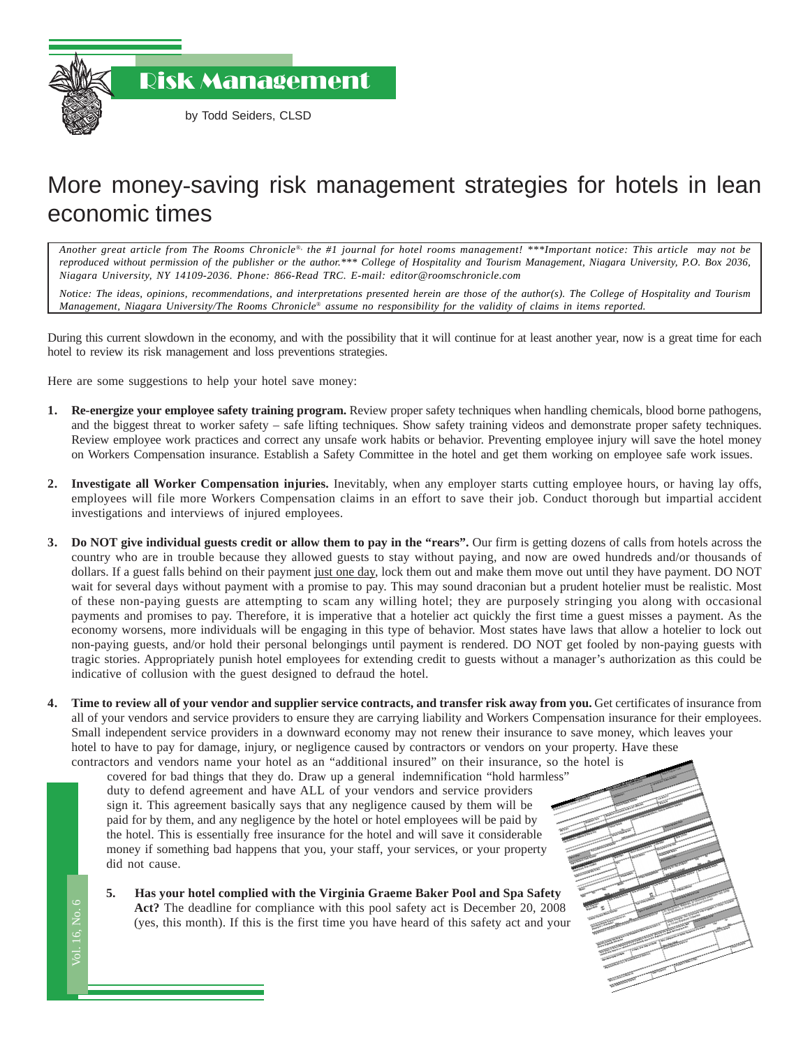# Risk Management

by Todd Seiders, CLSD

# More money-saving risk management strategies for hotels in lean economic times

*Another great article from The Rooms Chronicle®, the #1 journal for hotel rooms management! \*\*\*Important notice: This article may not be reproduced without permission of the publisher or the author.\*\*\* College of Hospitality and Tourism Management, Niagara University, P.O. Box 2036, Niagara University, NY 14109-2036. Phone: 866-Read TRC. E-mail: editor@roomschronicle.com*

*Notice: The ideas, opinions, recommendations, and interpretations presented herein are those of the author(s). The College of Hospitality and Tourism Management, Niagara University/The Rooms Chronicle® assume no responsibility for the validity of claims in items reported.*

During this current slowdown in the economy, and with the possibility that it will continue for at least another year, now is a great time for each hotel to review its risk management and loss preventions strategies.

Here are some suggestions to help your hotel save money:

1. **Re-energize your employee safety training program.** Review proper safety techniques when handling chemicals, blood borne pathogens, and the biggest threat to worker safety – safe lifting techniques. Show safety training videos and demonstrate proper safety techniques. Review employee work practices and correct any unsafe work habits or behavior. Preventing employee injury will save the hotel money on Workers Compensation insurance. Establish a Safety Committee in the hotel and get them working on employee safe work issues.

2. **Investigate all Worker Compensation injuries.** Inevitably, when any employer starts cutting employee hours, or having lay offs, employees will file more Workers Compensation claims in an effort to save their job. Conduct thorough but impartial accident investigations and interviews of injured employees.

3. **Do NOT give individual guests credit or allow them to pay in the "rears".** Our firm is getting dozens of calls from hotels across the country who are in trouble because they allowed guests to stay without paying, and now are owed hundreds and/or thousands of dollars. If a guest falls behind on their payment <u>just one day</u>, lock them out and make them move out until they have payment. DO NOT wait for several days without payment with a promise to pay. This may sound draconian but a prudent hotelier must be realistic. Most of these non-paying guests are attempting to scam any willing hotel; they are purposely stringing you along with occasional payments and promises to pay. Therefore, it is imperative that a hotelier act quickly the first time a guest misses a payment. As the economy worsens, more individuals will be engaging in this type of behavior. Most states have laws that allow a hotelier to lock out non-paying guests, and/or hold their personal belongings until payment is rendered. DO NOT get fooled by non-paying guests with tragic stories. Appropriately punish hotel employees for extending credit to guests without a manager's authorization as this could be indicative of collusion with the guest designed to defraud the hotel.

4. **Time to review all of your vendor and supplier service contracts, and transfer risk away from you.** Get certificates of insurance from all of your vendors and service providers to ensure they are carrying liability and Workers Compensation insurance for their employees. Small independent service providers in a downward economy may not renew their insurance to save money, which leaves your hotel to have to pay for damage, injury, or negligence caused by contractors or vendors on your property. Have these contractors and vendors name your hotel as an "additional insured" on their insurance, so the hotel is covered for bad things that they do. Draw up a general indemnification "hold harmless" duty to defend agreement and have ALL of your vendors and service providers sign it. This agreement basically says that any negligence caused by them will be paid for by them, and any negligence by the hotel or hotel employees will be paid by the hotel. This is essentially free insurance for the hotel and will save it considerable money if something bad happens that you, your staff, your services, or your property did not cause.

5. **Has your hotel complied with the Virginia Graeme Baker Pool and Spa Safety Act?** The deadline for compliance with this pool safety act is December 20, 2008 (yes, this month). If this is the first time you have heard of this safety act and your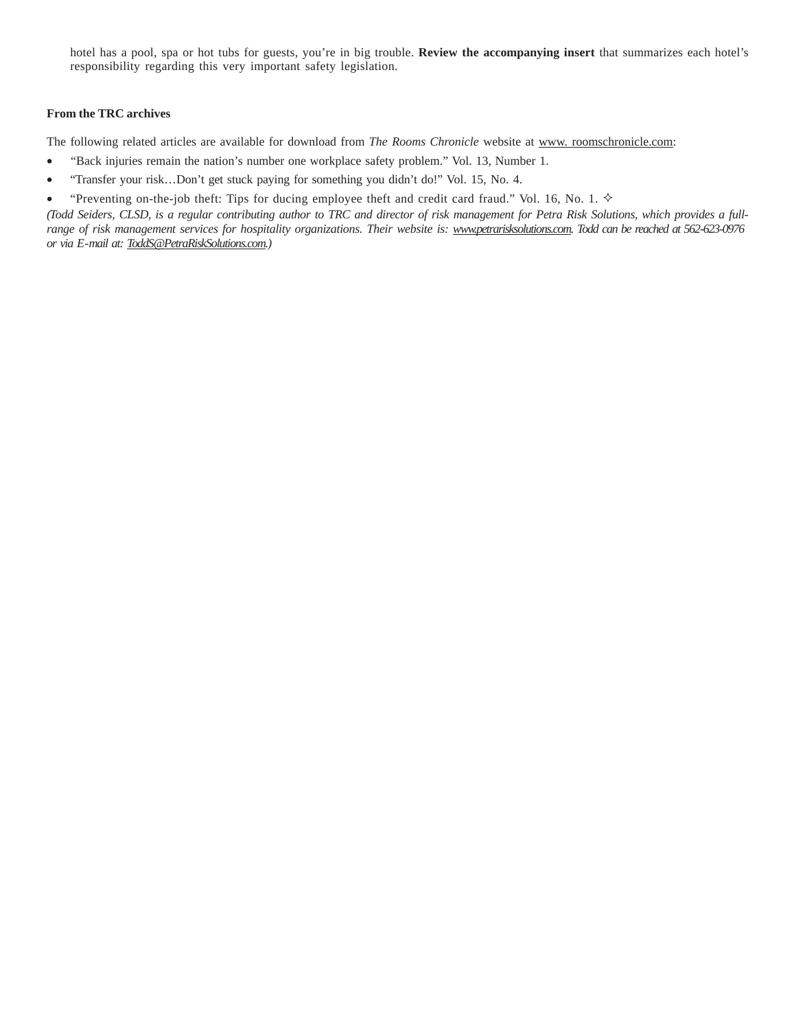hotel has a pool, spa or hot tubs for guests, you're in big trouble. **Review the accompanying insert** that summarizes each hotel's responsibility regarding this very important safety legislation.

**From the TRC archives**

The following related articles are available for download from *The Rooms Chronicle* website at www. roomschronicle.com:

- "Back injuries remain the nation's number one workplace safety problem." Vol. 13, Number 1.
- "Transfer your risk…Don't get stuck paying for something you didn't do!" Vol. 15, No. 4.
- "Preventing on-the-job theft: Tips for ducing employee theft and credit card fraud." Vol. 16, No. 1. ✧

*(Todd Seiders, CLSD, is a regular contributing author to TRC and director of risk management for Petra Risk Solutions, which provides a full-range of risk management services for hospitality organizations. Their website is: www.petrarisksolutions.com. Todd can be reached at 562-623-0976 or via E-mail at: ToddS@PetraRiskSolutions.com.)*